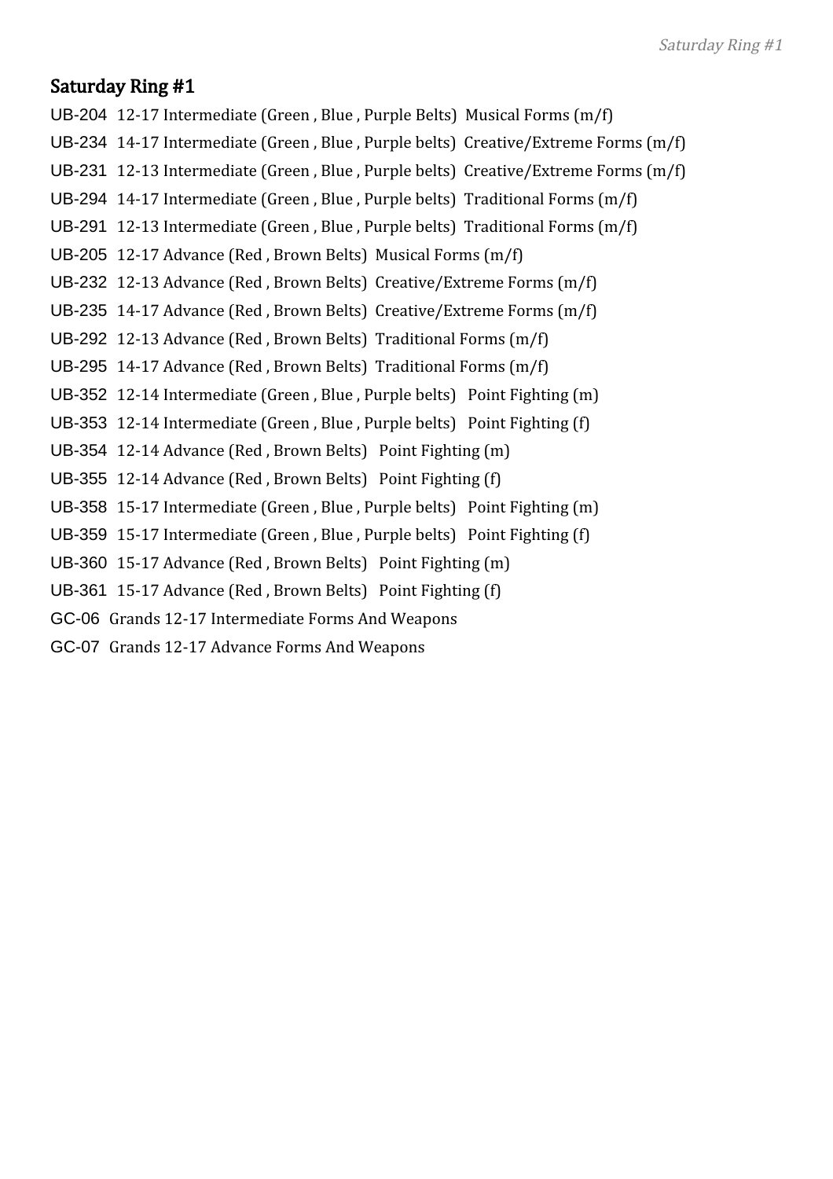## Saturday Ring #1

UB-204 12-17 Intermediate (Green , Blue , Purple Belts) Musical Forms (m/f)

UB-234 14-17 Intermediate (Green , Blue , Purple belts) Creative/Extreme Forms (m/f)

UB-231 12-13 Intermediate (Green , Blue , Purple belts) Creative/Extreme Forms (m/f)

UB-294 14-17 Intermediate (Green , Blue , Purple belts) Traditional Forms (m/f)

UB-291 12-13 Intermediate (Green , Blue , Purple belts) Traditional Forms (m/f)

UB-205 12-17 Advance (Red , Brown Belts) Musical Forms (m/f)

UB-232 12-13 Advance (Red , Brown Belts) Creative/Extreme Forms (m/f)

UB-235 14-17 Advance (Red , Brown Belts) Creative/Extreme Forms (m/f)

UB-292 12-13 Advance (Red , Brown Belts) Traditional Forms (m/f)

UB-295 14-17 Advance (Red , Brown Belts) Traditional Forms (m/f)

UB-352 12-14 Intermediate (Green , Blue , Purple belts) Point Fighting (m)

UB-353 12-14 Intermediate (Green , Blue , Purple belts) Point Fighting (f)

UB-354 12-14 Advance (Red , Brown Belts) Point Fighting (m)

UB-355 12-14 Advance (Red , Brown Belts) Point Fighting (f)

UB-358 15-17 Intermediate (Green , Blue , Purple belts) Point Fighting (m)

UB-359 15-17 Intermediate (Green , Blue , Purple belts) Point Fighting (f)

UB-360 15-17 Advance (Red , Brown Belts) Point Fighting (m)

UB-361 15-17 Advance (Red , Brown Belts) Point Fighting (f)

GC-06 Grands 12-17 Intermediate Forms And Weapons

GC-07 Grands 12-17 Advance Forms And Weapons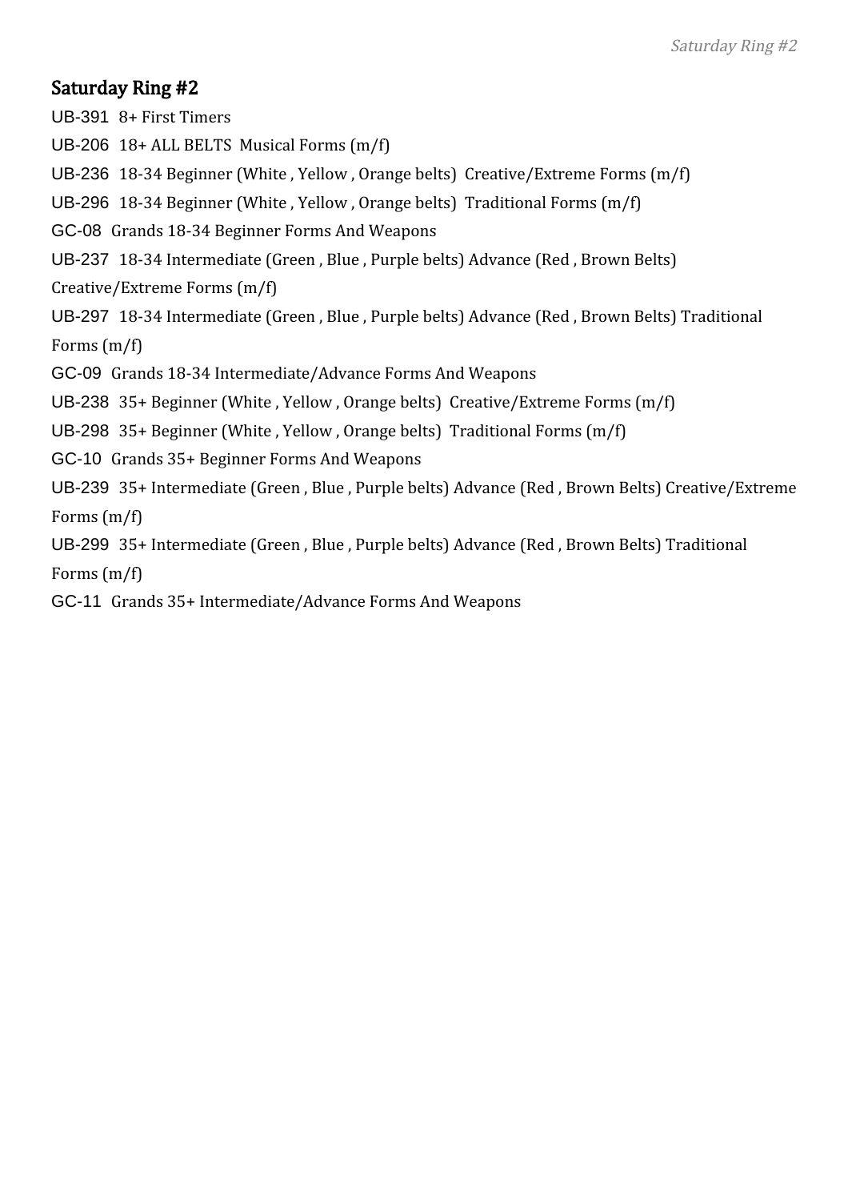## Saturday Ring #2

UB-391 8+ First Timers

UB-206 18+ ALL BELTS Musical Forms (m/f)

UB-236 18-34 Beginner (White , Yellow , Orange belts) Creative/Extreme Forms (m/f)

UB-296 18-34 Beginner (White , Yellow , Orange belts) Traditional Forms (m/f)

GC-08 Grands 18-34 Beginner Forms And Weapons

UB-237 18-34 Intermediate (Green , Blue , Purple belts) Advance (Red , Brown Belts) Creative/Extreme Forms (m/f)

UB-297 18-34 Intermediate (Green , Blue , Purple belts) Advance (Red , Brown Belts) Traditional Forms (m/f)

GC-09 Grands 18-34 Intermediate/Advance Forms And Weapons

UB-238 35+ Beginner (White , Yellow , Orange belts) Creative/Extreme Forms (m/f)

UB-298 35+ Beginner (White , Yellow , Orange belts) Traditional Forms (m/f)

GC-10 Grands 35+ Beginner Forms And Weapons

UB-239 35+ Intermediate (Green , Blue , Purple belts) Advance (Red , Brown Belts) Creative/Extreme Forms (m/f)

UB-299 35+ Intermediate (Green , Blue , Purple belts) Advance (Red , Brown Belts) Traditional Forms (m/f)

GC-11 Grands 35+ Intermediate/Advance Forms And Weapons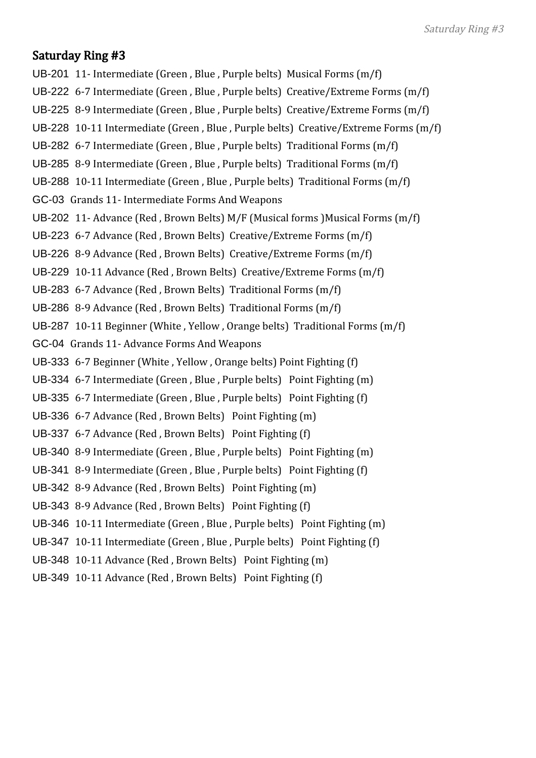## Saturday Ring #3

UB-201 11- Intermediate (Green , Blue , Purple belts) Musical Forms (m/f)

UB-222 6-7 Intermediate (Green , Blue , Purple belts) Creative/Extreme Forms (m/f)

UB-225 8-9 Intermediate (Green , Blue , Purple belts) Creative/Extreme Forms (m/f)

UB-228 10-11 Intermediate (Green , Blue , Purple belts) Creative/Extreme Forms (m/f)

UB-282 6-7 Intermediate (Green , Blue , Purple belts) Traditional Forms (m/f)

UB-285 8-9 Intermediate (Green , Blue , Purple belts) Traditional Forms (m/f)

UB-288 10-11 Intermediate (Green , Blue , Purple belts) Traditional Forms (m/f)

GC-03 Grands 11- Intermediate Forms And Weapons

UB-202 11- Advance (Red , Brown Belts) M/F (Musical forms )Musical Forms (m/f)

UB-223 6-7 Advance (Red , Brown Belts) Creative/Extreme Forms (m/f)

UB-226 8-9 Advance (Red , Brown Belts) Creative/Extreme Forms (m/f)

UB-229 10-11 Advance (Red , Brown Belts) Creative/Extreme Forms (m/f)

UB-283 6-7 Advance (Red , Brown Belts) Traditional Forms (m/f)

UB-286 8-9 Advance (Red , Brown Belts) Traditional Forms (m/f)

UB-287 10-11 Beginner (White , Yellow , Orange belts) Traditional Forms (m/f)

GC-04 Grands 11- Advance Forms And Weapons

UB-333 6-7 Beginner (White , Yellow , Orange belts) Point Fighting (f)

UB-334 6-7 Intermediate (Green , Blue , Purple belts) Point Fighting (m)

UB-335 6-7 Intermediate (Green , Blue , Purple belts) Point Fighting (f)

UB-336 6-7 Advance (Red , Brown Belts) Point Fighting (m)

UB-337 6-7 Advance (Red , Brown Belts) Point Fighting (f)

UB-340 8-9 Intermediate (Green , Blue , Purple belts) Point Fighting (m)

UB-341 8-9 Intermediate (Green , Blue , Purple belts) Point Fighting (f)

UB-342 8-9 Advance (Red , Brown Belts) Point Fighting (m)

UB-343 8-9 Advance (Red , Brown Belts) Point Fighting (f)

UB-346 10-11 Intermediate (Green , Blue , Purple belts) Point Fighting (m)

UB-347 10-11 Intermediate (Green , Blue , Purple belts) Point Fighting (f)

UB-348 10-11 Advance (Red , Brown Belts) Point Fighting (m)

UB-349 10-11 Advance (Red , Brown Belts) Point Fighting (f)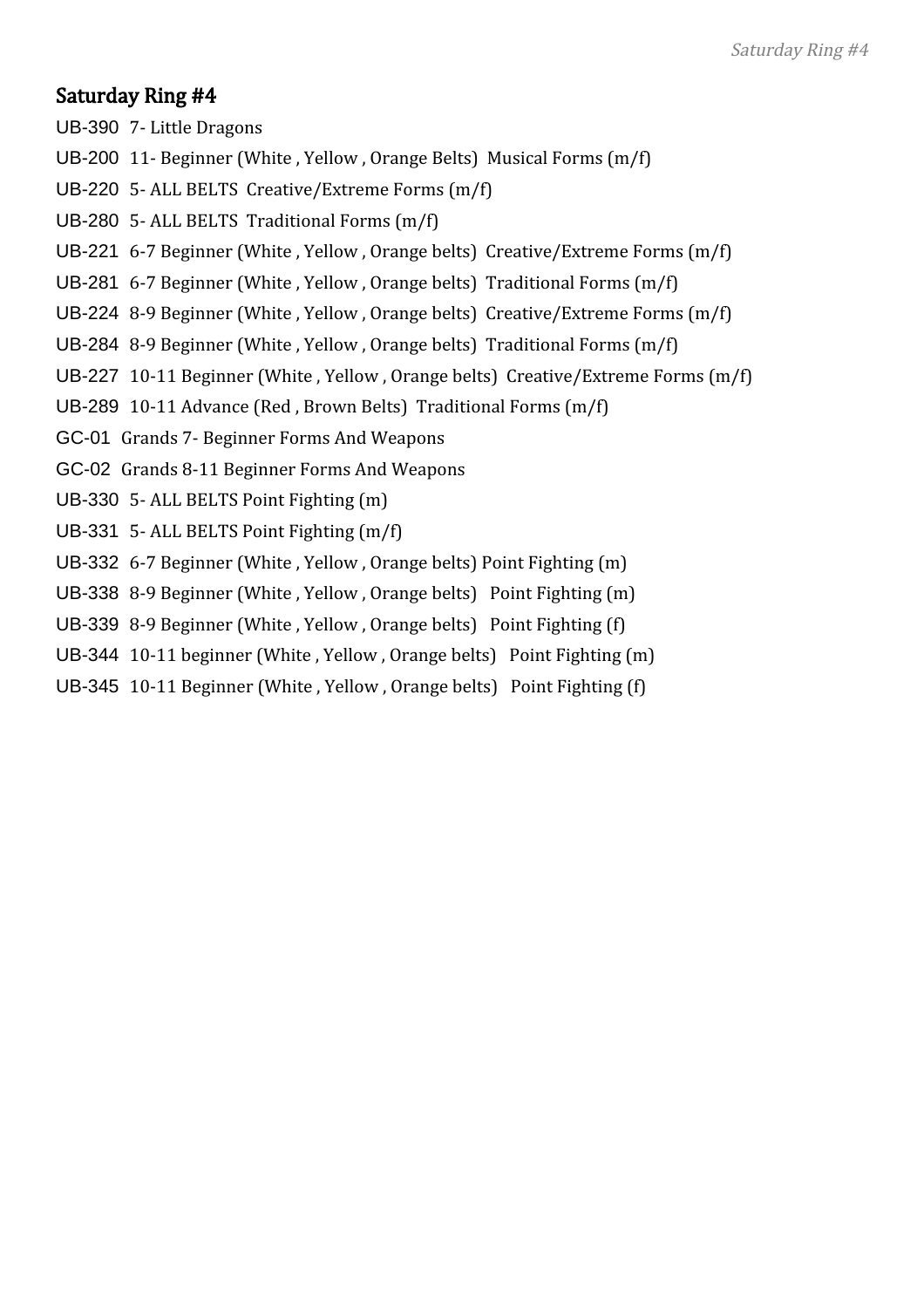## Saturday Ring #4

UB-390 7- Little Dragons

UB-200 11- Beginner (White , Yellow , Orange Belts) Musical Forms (m/f)

UB-220 5- ALL BELTS Creative/Extreme Forms (m/f)

UB-280 5- ALL BELTS Traditional Forms (m/f)

UB-221 6-7 Beginner (White , Yellow , Orange belts) Creative/Extreme Forms (m/f)

UB-281 6-7 Beginner (White , Yellow , Orange belts) Traditional Forms (m/f)

UB-224 8-9 Beginner (White , Yellow , Orange belts) Creative/Extreme Forms (m/f)

UB-284 8-9 Beginner (White , Yellow , Orange belts) Traditional Forms (m/f)

UB-227 10-11 Beginner (White , Yellow , Orange belts) Creative/Extreme Forms (m/f)

UB-289 10-11 Advance (Red , Brown Belts) Traditional Forms (m/f)

GC-01 Grands 7- Beginner Forms And Weapons

GC-02 Grands 8-11 Beginner Forms And Weapons

UB-330 5- ALL BELTS Point Fighting (m)

UB-331 5- ALL BELTS Point Fighting (m/f)

UB-332 6-7 Beginner (White , Yellow , Orange belts) Point Fighting (m)

UB-338 8-9 Beginner (White , Yellow , Orange belts) Point Fighting (m)

UB-339 8-9 Beginner (White , Yellow , Orange belts) Point Fighting (f)

UB-344 10-11 beginner (White , Yellow , Orange belts) Point Fighting (m)

UB-345 10-11 Beginner (White , Yellow , Orange belts) Point Fighting (f)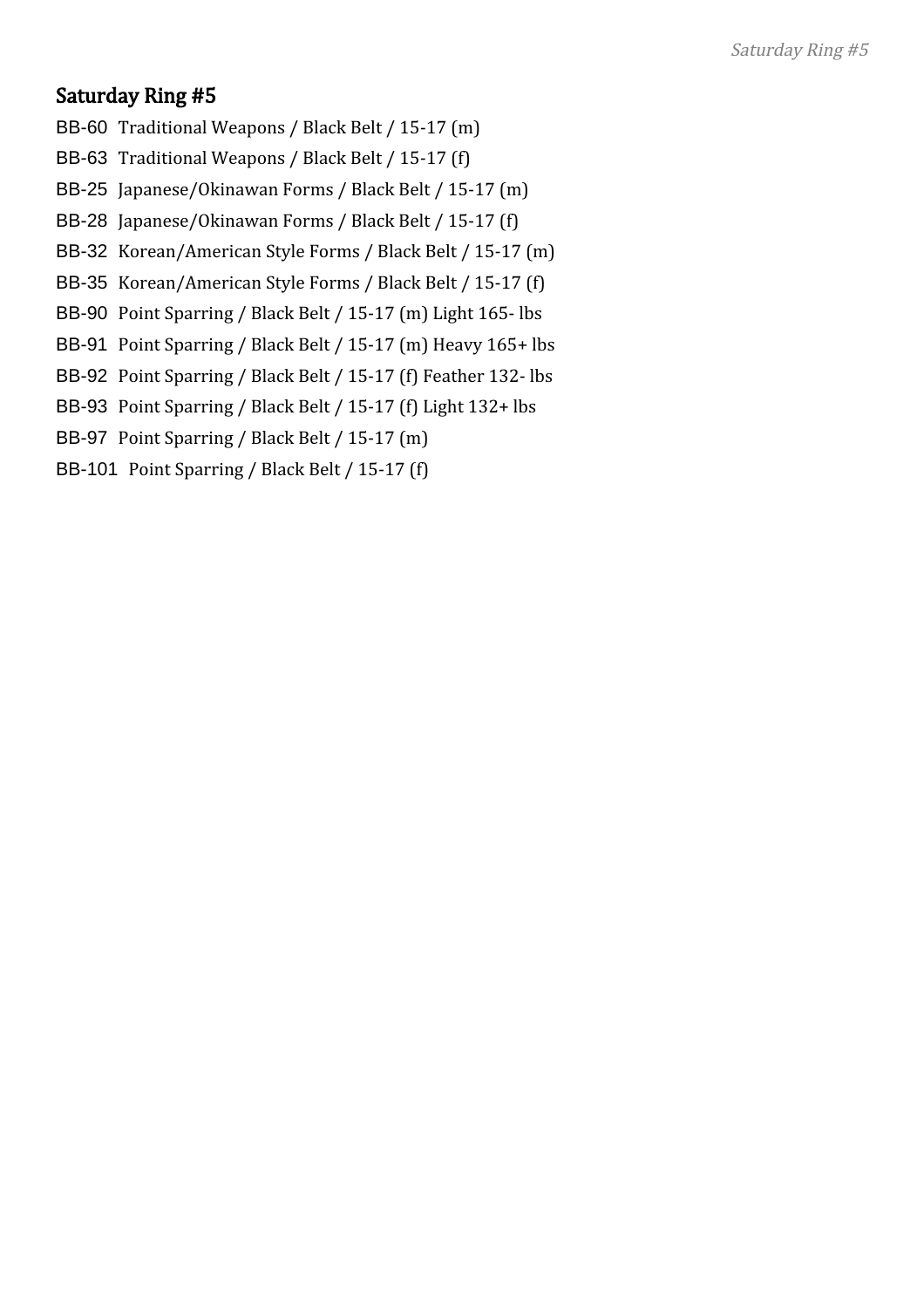## Saturday Ring #5

BB-60 Traditional Weapons / Black Belt / 15-17 (m)

BB-63 Traditional Weapons / Black Belt / 15-17 (f)

BB-25 Japanese/Okinawan Forms / Black Belt / 15-17 (m)

BB-28 Japanese/Okinawan Forms / Black Belt / 15-17 (f)

BB-32 Korean/American Style Forms / Black Belt / 15-17 (m)

BB-35 Korean/American Style Forms / Black Belt / 15-17 (f)

BB-90 Point Sparring / Black Belt / 15-17 (m) Light 165- lbs

BB-91 Point Sparring / Black Belt / 15-17 (m) Heavy 165+ lbs

BB-92 Point Sparring / Black Belt / 15-17 (f) Feather 132- lbs

BB-93 Point Sparring / Black Belt / 15-17 (f) Light 132+ lbs

BB-97 Point Sparring / Black Belt / 15-17 (m)

BB-101 Point Sparring / Black Belt / 15-17 (f)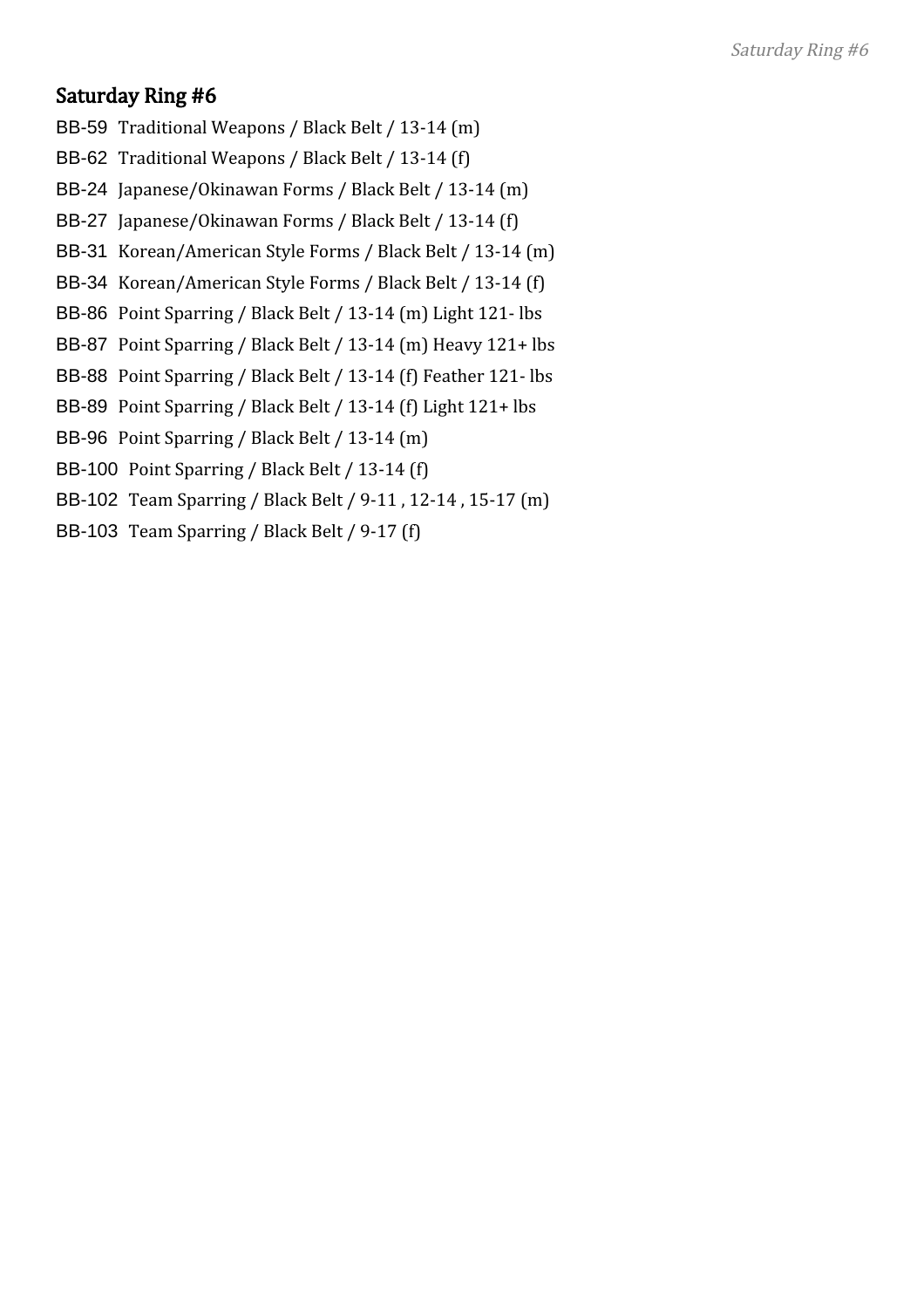## Saturday Ring #6

BB-59 Traditional Weapons / Black Belt / 13-14 (m)

BB-62 Traditional Weapons / Black Belt / 13-14 (f)

BB-24 Japanese/Okinawan Forms / Black Belt / 13-14 (m)

BB-27 Japanese/Okinawan Forms / Black Belt / 13-14 (f)

BB-31 Korean/American Style Forms / Black Belt / 13-14 (m)

BB-34 Korean/American Style Forms / Black Belt / 13-14 (f)

BB-86 Point Sparring / Black Belt / 13-14 (m) Light 121- lbs

BB-87 Point Sparring / Black Belt / 13-14 (m) Heavy 121+ lbs

BB-88 Point Sparring / Black Belt / 13-14 (f) Feather 121- lbs

BB-89 Point Sparring / Black Belt / 13-14 (f) Light 121+ lbs

BB-96 Point Sparring / Black Belt / 13-14 (m)

BB-100 Point Sparring / Black Belt / 13-14 (f)

BB-102 Team Sparring / Black Belt / 9-11 , 12-14 , 15-17 (m)

BB-103 Team Sparring / Black Belt / 9-17 (f)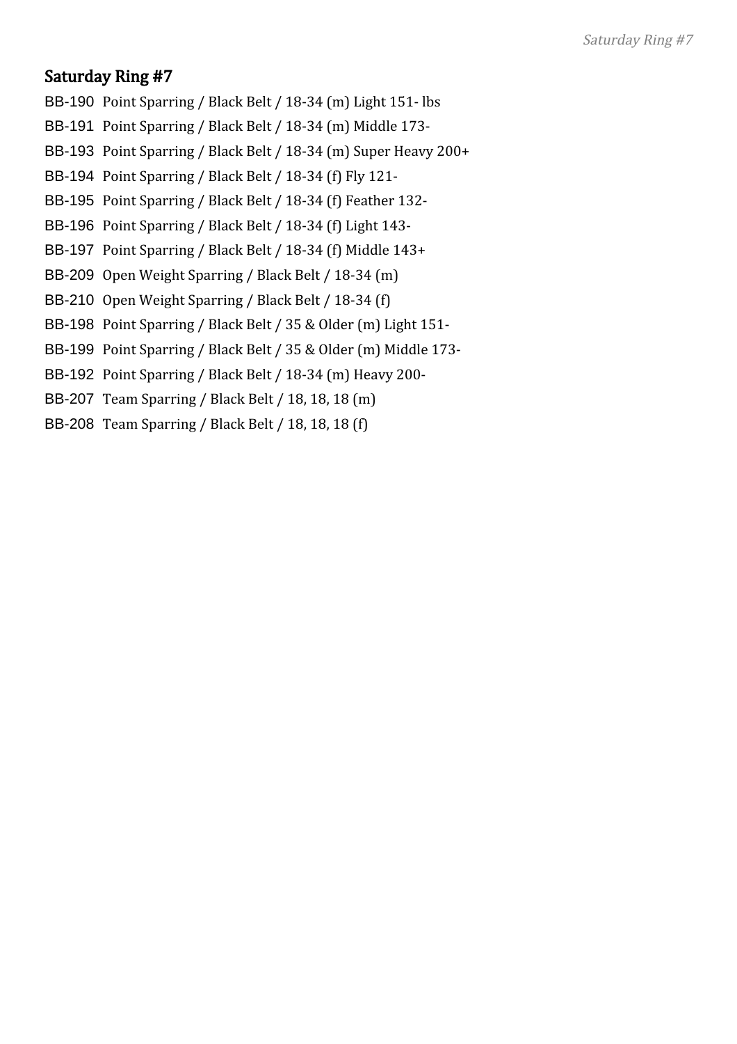## Saturday Ring #7

BB-190 Point Sparring / Black Belt / 18-34 (m) Light 151- lbs

BB-191 Point Sparring / Black Belt / 18-34 (m) Middle 173-

BB-193 Point Sparring / Black Belt / 18-34 (m) Super Heavy 200+

BB-194 Point Sparring / Black Belt / 18-34 (f) Fly 121-

BB-195 Point Sparring / Black Belt / 18-34 (f) Feather 132-

BB-196 Point Sparring / Black Belt / 18-34 (f) Light 143-

BB-197 Point Sparring / Black Belt / 18-34 (f) Middle 143+

BB-209 Open Weight Sparring / Black Belt / 18-34 (m)

BB-210 Open Weight Sparring / Black Belt / 18-34 (f)

BB-198 Point Sparring / Black Belt / 35 & Older (m) Light 151-

BB-199 Point Sparring / Black Belt / 35 & Older (m) Middle 173-

BB-192 Point Sparring / Black Belt / 18-34 (m) Heavy 200-

BB-207 Team Sparring / Black Belt / 18, 18, 18 (m)

BB-208 Team Sparring / Black Belt / 18, 18, 18 (f)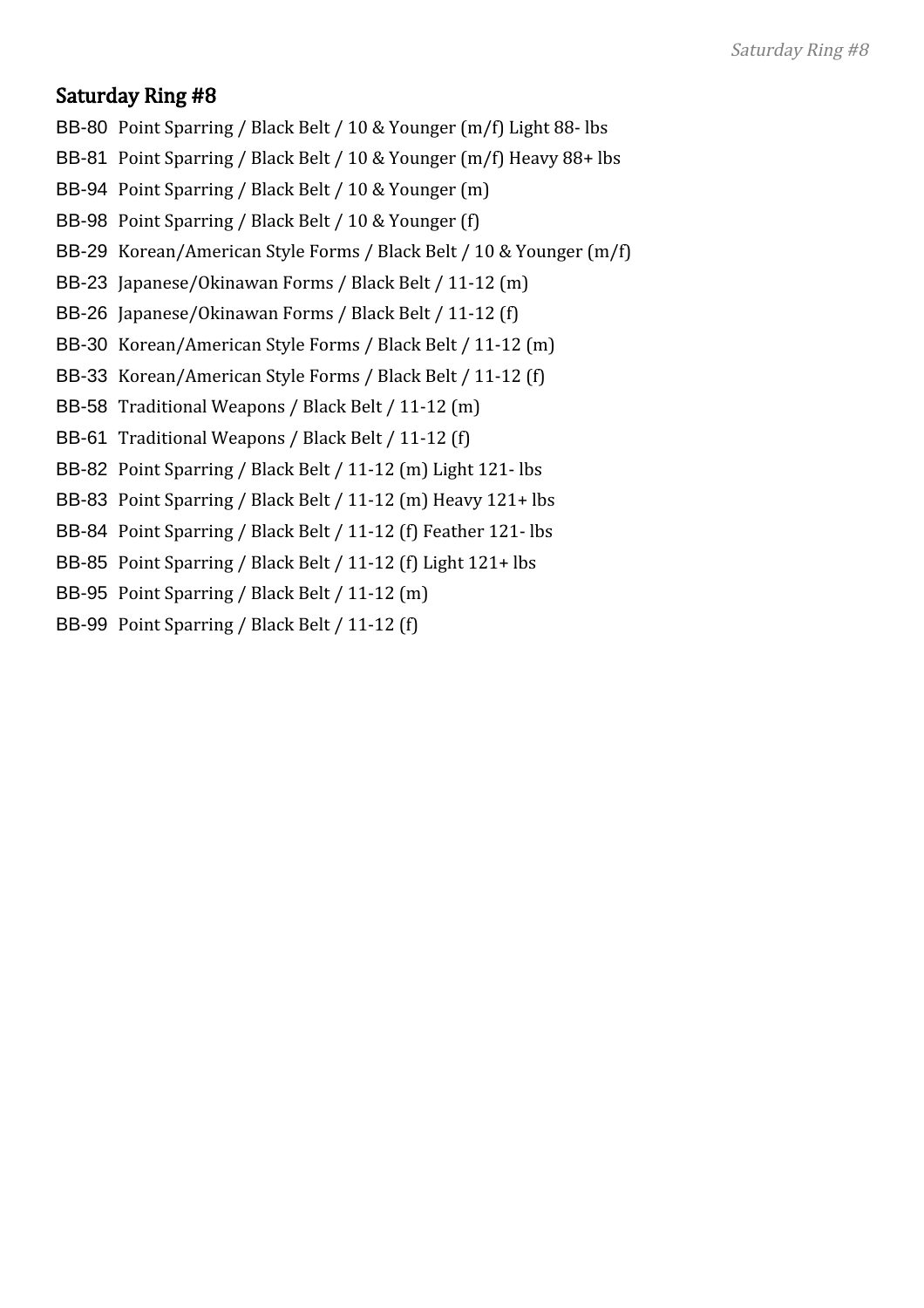## Saturday Ring #8

BB-80 Point Sparring / Black Belt / 10 & Younger (m/f) Light 88- lbs

BB-81 Point Sparring / Black Belt / 10 & Younger (m/f) Heavy 88+ lbs

BB-94 Point Sparring / Black Belt / 10 & Younger (m)

BB-98 Point Sparring / Black Belt / 10 & Younger (f)

BB-29 Korean/American Style Forms / Black Belt / 10 & Younger (m/f)

BB-23 Japanese/Okinawan Forms / Black Belt / 11-12 (m)

BB-26 Japanese/Okinawan Forms / Black Belt / 11-12 (f)

BB-30 Korean/American Style Forms / Black Belt / 11-12 (m)

BB-33 Korean/American Style Forms / Black Belt / 11-12 (f)

BB-58 Traditional Weapons / Black Belt / 11-12 (m)

BB-61 Traditional Weapons / Black Belt / 11-12 (f)

BB-82 Point Sparring / Black Belt / 11-12 (m) Light 121- lbs

BB-83 Point Sparring / Black Belt / 11-12 (m) Heavy 121+ lbs

BB-84 Point Sparring / Black Belt / 11-12 (f) Feather 121- lbs

BB-85 Point Sparring / Black Belt / 11-12 (f) Light 121+ lbs

BB-95 Point Sparring / Black Belt / 11-12 (m)

BB-99 Point Sparring / Black Belt / 11-12 (f)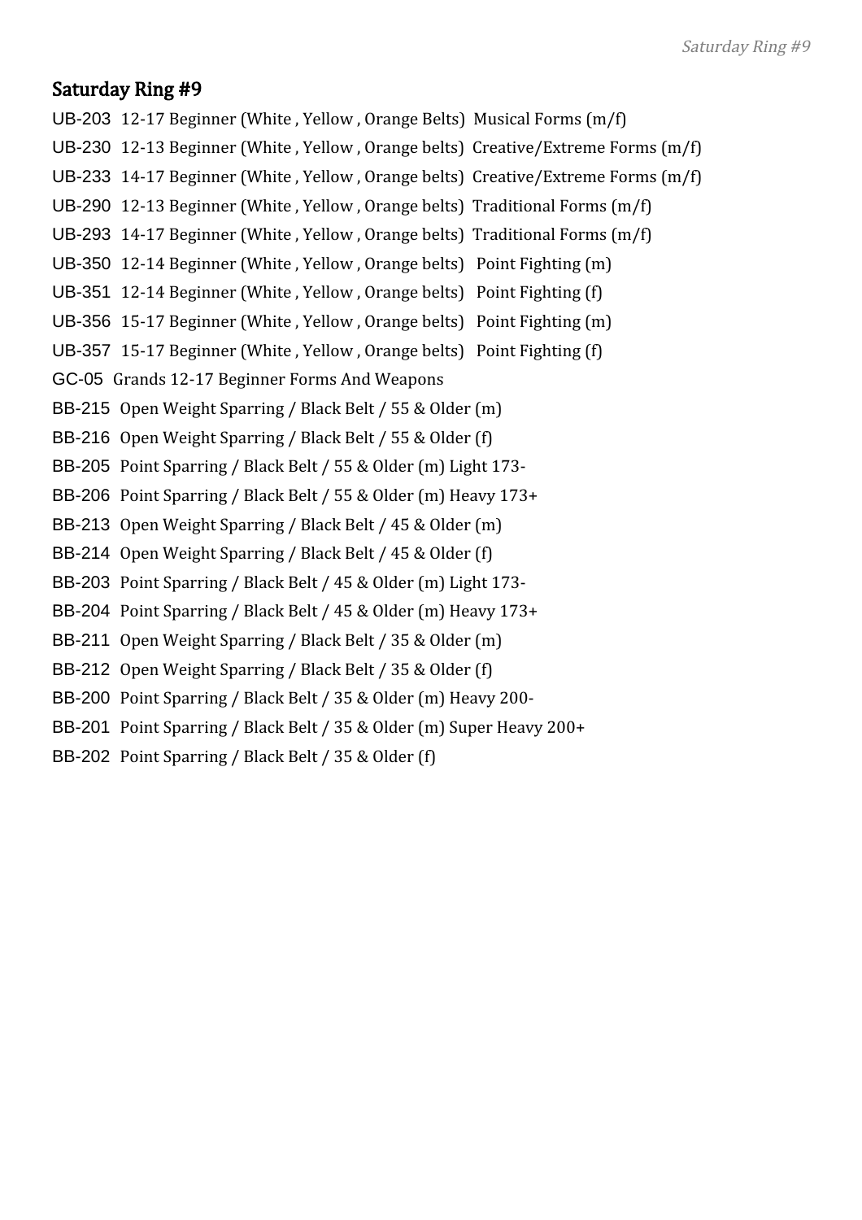## Saturday Ring #9

UB-203 12-17 Beginner (White , Yellow , Orange Belts) Musical Forms (m/f)

UB-230 12-13 Beginner (White , Yellow , Orange belts) Creative/Extreme Forms (m/f)

UB-233 14-17 Beginner (White , Yellow , Orange belts) Creative/Extreme Forms (m/f)

UB-290 12-13 Beginner (White , Yellow , Orange belts) Traditional Forms (m/f)

UB-293 14-17 Beginner (White , Yellow , Orange belts) Traditional Forms (m/f)

UB-350 12-14 Beginner (White , Yellow , Orange belts) Point Fighting (m)

UB-351 12-14 Beginner (White , Yellow , Orange belts) Point Fighting (f)

UB-356 15-17 Beginner (White , Yellow , Orange belts) Point Fighting (m)

UB-357 15-17 Beginner (White , Yellow , Orange belts) Point Fighting (f)

GC-05 Grands 12-17 Beginner Forms And Weapons

BB-215 Open Weight Sparring / Black Belt / 55 & Older (m)

BB-216 Open Weight Sparring / Black Belt / 55 & Older (f)

BB-205 Point Sparring / Black Belt / 55 & Older (m) Light 173-

BB-206 Point Sparring / Black Belt / 55 & Older (m) Heavy 173+

BB-213 Open Weight Sparring / Black Belt / 45 & Older (m)

BB-214 Open Weight Sparring / Black Belt / 45 & Older (f)

BB-203 Point Sparring / Black Belt / 45 & Older (m) Light 173-

BB-204 Point Sparring / Black Belt / 45 & Older (m) Heavy 173+

BB-211 Open Weight Sparring / Black Belt / 35 & Older (m)

BB-212 Open Weight Sparring / Black Belt / 35 & Older (f)

BB-200 Point Sparring / Black Belt / 35 & Older (m) Heavy 200-

BB-201 Point Sparring / Black Belt / 35 & Older (m) Super Heavy 200+

BB-202 Point Sparring / Black Belt / 35 & Older (f)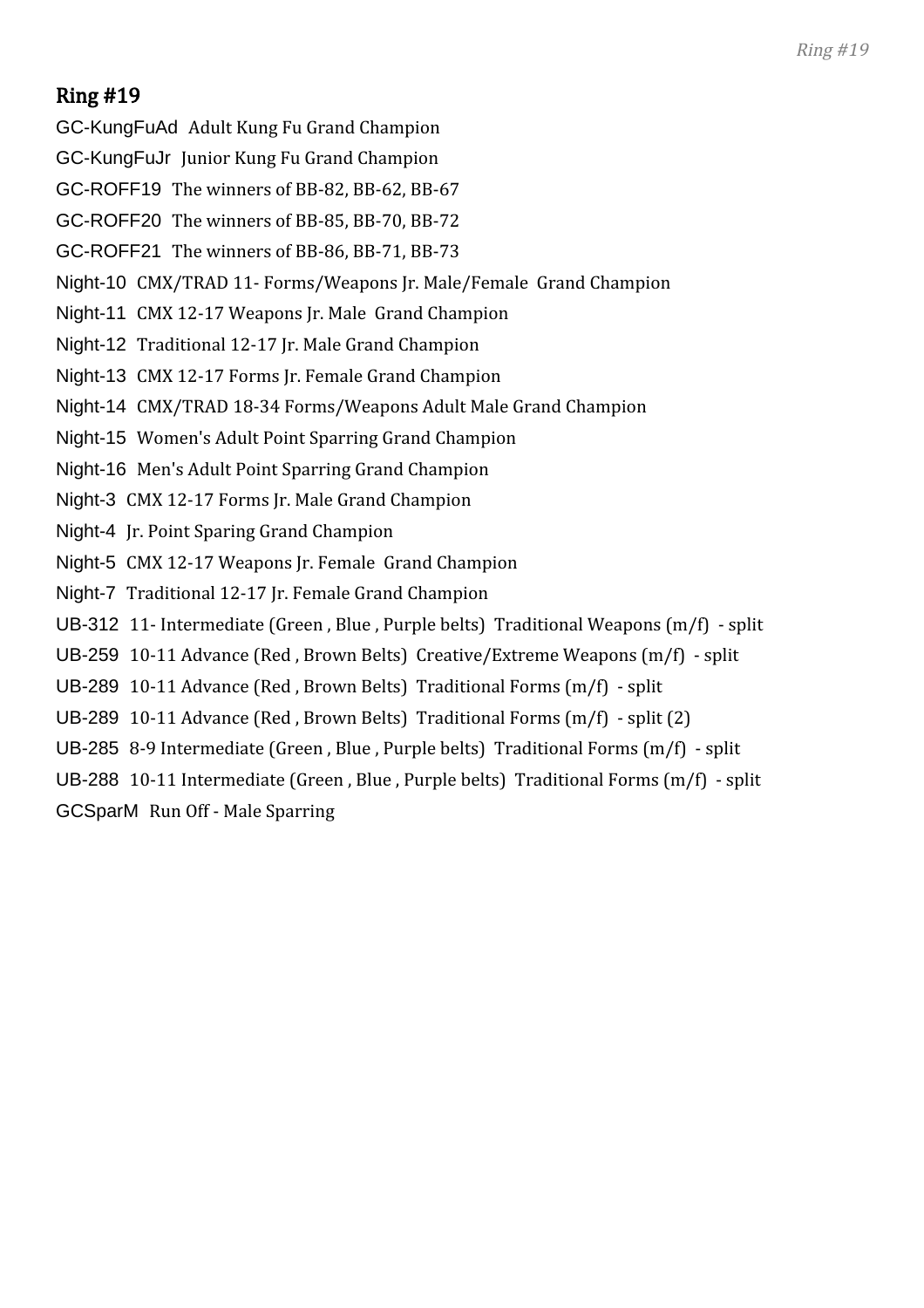## Ring #19

GC-KungFuAd Adult Kung Fu Grand Champion

GC-KungFuJr Junior Kung Fu Grand Champion

GC-ROFF19 The winners of BB-82, BB-62, BB-67

GC-ROFF20 The winners of BB-85, BB-70, BB-72

GC-ROFF21 The winners of BB-86, BB-71, BB-73

Night-10 CMX/TRAD 11- Forms/Weapons Jr. Male/Female Grand Champion

Night-11 CMX 12-17 Weapons Jr. Male Grand Champion

Night-12 Traditional 12-17 Jr. Male Grand Champion

Night-13 CMX 12-17 Forms Jr. Female Grand Champion

Night-14 CMX/TRAD 18-34 Forms/Weapons Adult Male Grand Champion

Night-15 Women's Adult Point Sparring Grand Champion

Night-16 Men's Adult Point Sparring Grand Champion

Night-3 CMX 12-17 Forms Jr. Male Grand Champion

Night-4 Jr. Point Sparing Grand Champion

Night-5 CMX 12-17 Weapons Jr. Female Grand Champion

Night-7 Traditional 12-17 Jr. Female Grand Champion

UB-312 11- Intermediate (Green , Blue , Purple belts) Traditional Weapons (m/f) - split

UB-259 10-11 Advance (Red , Brown Belts) Creative/Extreme Weapons (m/f) - split

UB-289 10-11 Advance (Red , Brown Belts) Traditional Forms (m/f) - split

UB-289 10-11 Advance (Red , Brown Belts) Traditional Forms (m/f) - split (2)

UB-285 8-9 Intermediate (Green , Blue , Purple belts) Traditional Forms (m/f) - split

UB-288 10-11 Intermediate (Green , Blue , Purple belts) Traditional Forms (m/f) - split

GCSparM Run Off - Male Sparring